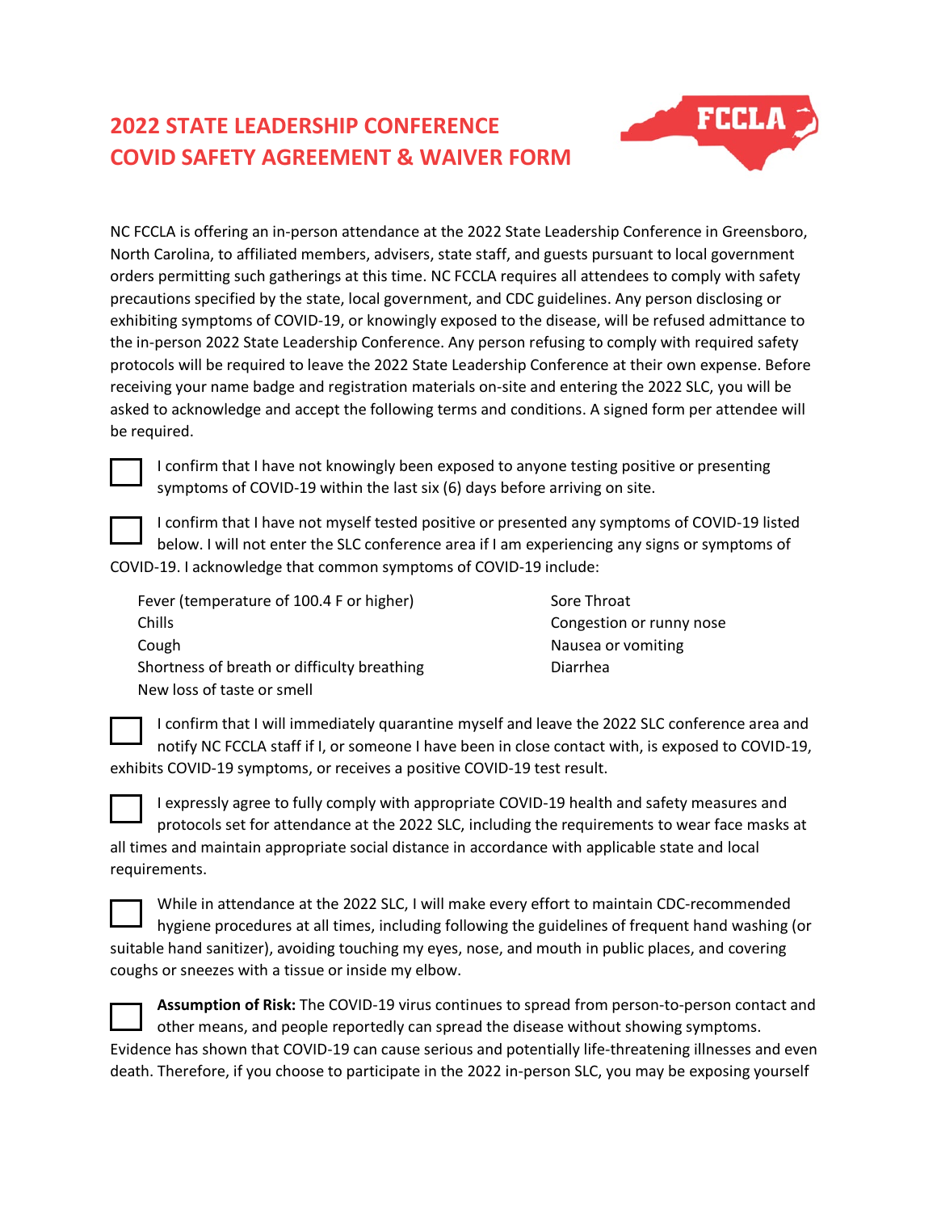# 2022 STATE LEADERSHIP CONFERENCE COVID SAFETY AGREEMENT & WAIVER FORM

NC FCCLA is offering an in-person attendance at the 2022 State Leadership Conference in Greensboro, North Carolina, to affiliated members, advisers, state staff, and guests pursuant to local government orders permitting such gatherings at this time. NC FCCLA requires all attendees to comply with safety precautions specified by the state, local government, and CDC guidelines. Any person disclosing or exhibiting symptoms of COVID-19, or knowingly exposed to the disease, will be refused admittance to the in-person 2022 State Leadership Conference. Any person refusing to comply with required safety protocols will be required to leave the 2022 State Leadership Conference at their own expense. Before receiving your name badge and registration materials on-site and entering the 2022 SLC, you will be asked to acknowledge and accept the following terms and conditions. A signed form per attendee will be required.

☐ I confirm that I have not knowingly been exposed to anyone testing positive or presenting symptoms of COVID-19 within the last six (6) days before arriving on site.

☐ I confirm that I have not myself tested positive or presented any symptoms of COVID-19 listed below. I will not enter the SLC conference area if I am experiencing any signs or symptoms of COVID-19. I acknowledge that common symptoms of COVID-19 include:

- Fever (temperature of 100.4 F or higher)
- Chills
- Cough
- Shortness of breath or difficulty breathing
- New loss of taste or smell
- Sore Throat
- Congestion or runny nose
- Nausea or vomiting
- Diarrhea

☐ I confirm that I will immediately quarantine myself and leave the 2022 SLC conference area and notify NC FCCLA staff if I, or someone I have been in close contact with, is exposed to COVID-19, exhibits COVID-19 symptoms, or receives a positive COVID-19 test result.

☐ I expressly agree to fully comply with appropriate COVID-19 health and safety measures and protocols set for attendance at the 2022 SLC, including the requirements to wear face masks at all times and maintain appropriate social distance in accordance with applicable state and local requirements.

☐ While in attendance at the 2022 SLC, I will make every effort to maintain CDC-recommended hygiene procedures at all times, including following the guidelines of frequent hand washing (or suitable hand sanitizer), avoiding touching my eyes, nose, and mouth in public places, and covering coughs or sneezes with a tissue or inside my elbow.

☐ **Assumption of Risk:** The COVID-19 virus continues to spread from person-to-person contact and other means, and people reportedly can spread the disease without showing symptoms. Evidence has shown that COVID-19 can cause serious and potentially life-threatening illnesses and even death. Therefore, if you choose to participate in the 2022 in-person SLC, you may be exposing yourself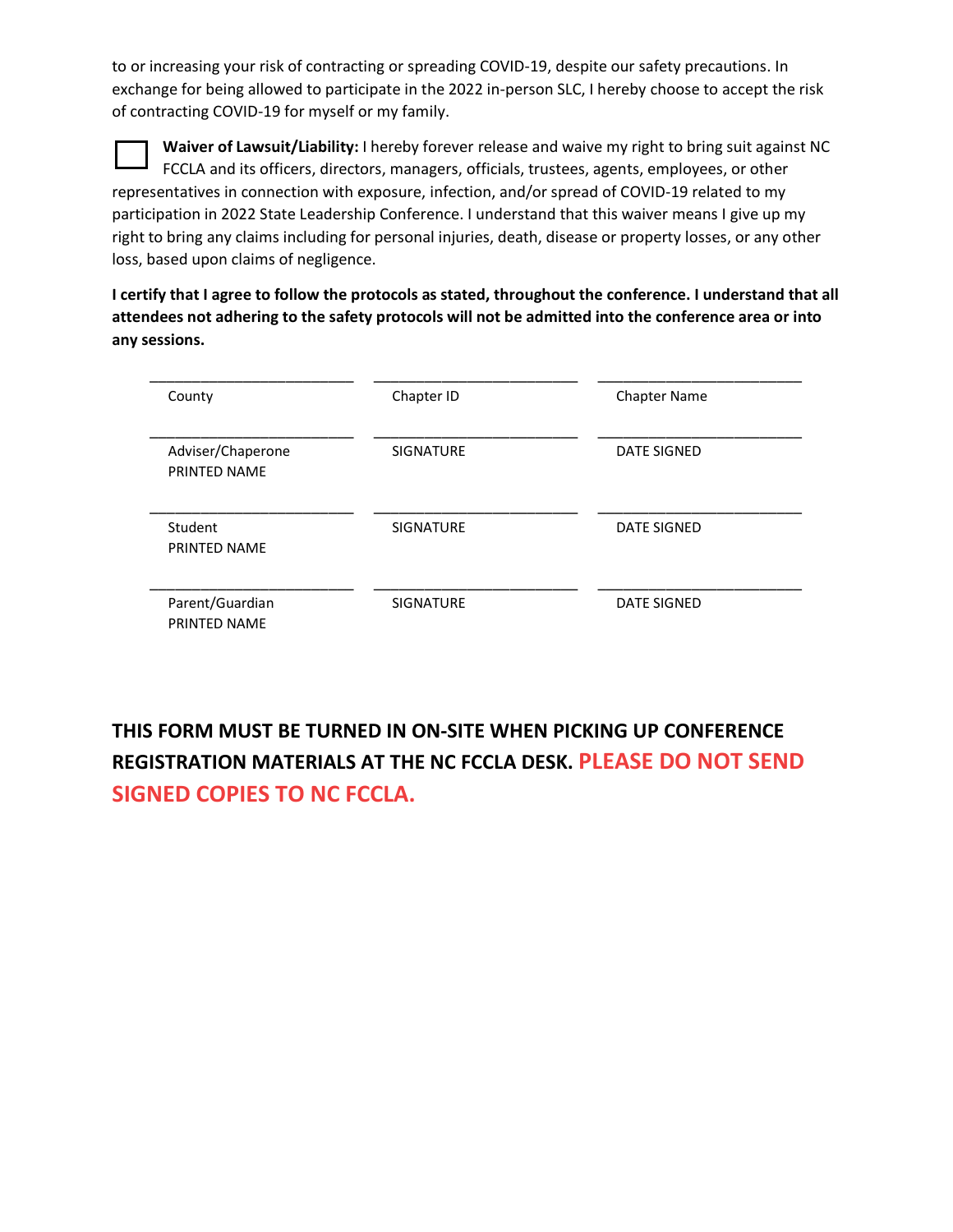to or increasing your risk of contracting or spreading COVID-19, despite our safety precautions. In exchange for being allowed to participate in the 2022 in-person SLC, I hereby choose to accept the risk of contracting COVID-19 for myself or my family.

☐ **Waiver of Lawsuit/Liability:** I hereby forever release and waive my right to bring suit against NC FCCLA and its officers, directors, managers, officials, trustees, agents, employees, or other representatives in connection with exposure, infection, and/or spread of COVID-19 related to my participation in 2022 State Leadership Conference. I understand that this waiver means I give up my right to bring any claims including for personal injuries, death, disease or property losses, or any other loss, based upon claims of negligence.

**I certify that I agree to follow the protocols as stated, throughout the conference. I understand that all attendees not adhering to the safety protocols will not be admitted into the conference area or into any sessions.**

| | | |
|---|---|---|
| ________________________ | ________________________ | ________________________ |
| County | Chapter ID | Chapter Name |
| ________________________ | ________________________ | ________________________ |
| Adviser/Chaperone PRINTED NAME | SIGNATURE | DATE SIGNED |
| ________________________ | ________________________ | ________________________ |
| Student PRINTED NAME | SIGNATURE | DATE SIGNED |
| ________________________ | ________________________ | ________________________ |
| Parent/Guardian PRINTED NAME | SIGNATURE | DATE SIGNED |

**THIS FORM MUST BE TURNED IN ON-SITE WHEN PICKING UP CONFERENCE REGISTRATION MATERIALS AT THE NC FCCLA DESK. PLEASE DO NOT SEND SIGNED COPIES TO NC FCCLA.**